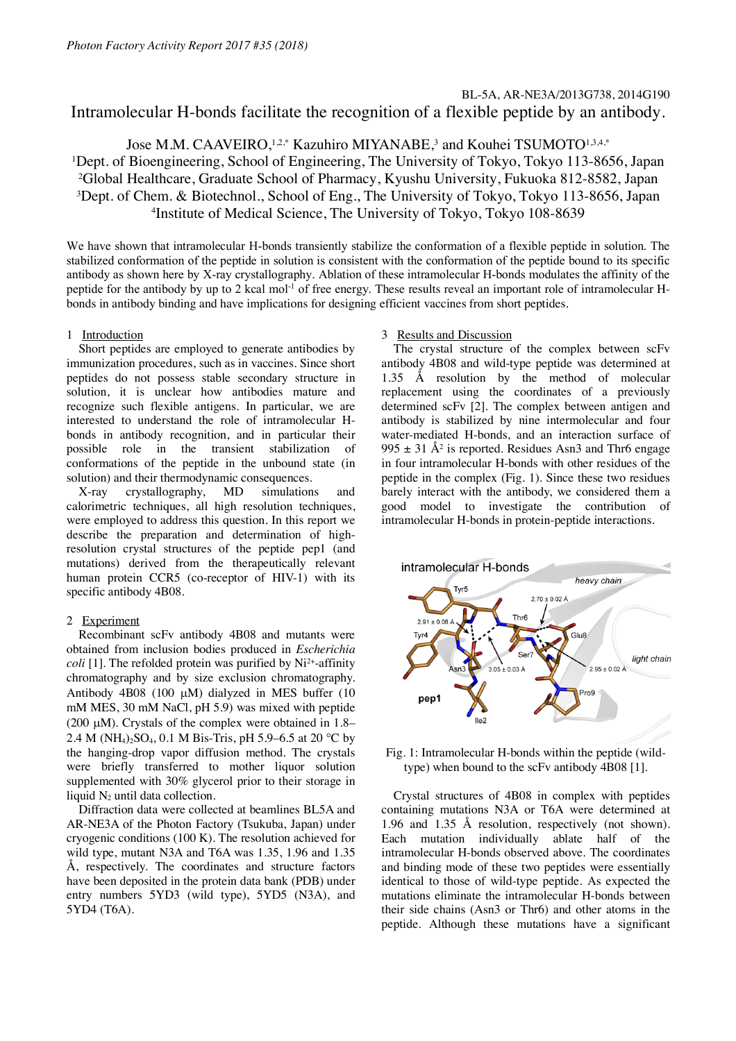BL-5A, AR-NE3A/2013G738, 2014G190

# Intramolecular H-bonds facilitate the recognition of a flexible peptide by an antibody.

Jose M.M. CAAVEIRO,[1,2,*] Kazuhiro MIYANABE,[3] and Kouhei TSUMOTO[1,3,4,*]

[1]Dept. of Bioengineering, School of Engineering, The University of Tokyo, Tokyo 113-8656, Japan
[2]Global Healthcare, Graduate School of Pharmacy, Kyushu University, Fukuoka 812-8582, Japan
[3]Dept. of Chem. & Biotechnol., School of Eng., The University of Tokyo, Tokyo 113-8656, Japan
[4]Institute of Medical Science, The University of Tokyo, Tokyo 108-8639

We have shown that intramolecular H-bonds transiently stabilize the conformation of a flexible peptide in solution. The stabilized conformation of the peptide in solution is consistent with the conformation of the peptide bound to its specific antibody as shown here by X-ray crystallography. Ablation of these intramolecular H-bonds modulates the affinity of the peptide for the antibody by up to 2 kcal mol$^{-1}$ of free energy. These results reveal an important role of intramolecular H-bonds in antibody binding and have implications for designing efficient vaccines from short peptides.

## 1 Introduction

Short peptides are employed to generate antibodies by immunization procedures, such as in vaccines. Since short peptides do not possess stable secondary structure in solution, it is unclear how antibodies mature and recognize such flexible antigens. In particular, we are interested to understand the role of intramolecular H-bonds in antibody recognition, and in particular their possible role in the transient stabilization of conformations of the peptide in the unbound state (in solution) and their thermodynamic consequences.

X-ray crystallography, MD simulations and calorimetric techniques, all high resolution techniques, were employed to address this question. In this report we describe the preparation and determination of high-resolution crystal structures of the peptide pep1 (and mutations) derived from the therapeutically relevant human protein CCR5 (co-receptor of HIV-1) with its specific antibody 4B08.

## 2 Experiment

Recombinant scFv antibody 4B08 and mutants were obtained from inclusion bodies produced in *Escherichia coli* [1]. The refolded protein was purified by $Ni^{2+}$-affinity chromatography and by size exclusion chromatography. Antibody 4B08 (100 μM) dialyzed in MES buffer (10 mM MES, 30 mM NaCl, pH 5.9) was mixed with peptide (200 μM). Crystals of the complex were obtained in 1.8–2.4 M $(NH_4)_2SO_4$, 0.1 M Bis-Tris, pH 5.9–6.5 at 20 °C by the hanging-drop vapor diffusion method. The crystals were briefly transferred to mother liquor solution supplemented with 30% glycerol prior to their storage in liquid $N_2$ until data collection.

Diffraction data were collected at beamlines BL5A and AR-NE3A of the Photon Factory (Tsukuba, Japan) under cryogenic conditions (100 K). The resolution achieved for wild type, mutant N3A and T6A was 1.35, 1.96 and 1.35 Å, respectively. The coordinates and structure factors have been deposited in the protein data bank (PDB) under entry numbers 5YD3 (wild type), 5YD5 (N3A), and 5YD4 (T6A).

## 3 Results and Discussion

The crystal structure of the complex between scFv antibody 4B08 and wild-type peptide was determined at 1.35 Å resolution by the method of molecular replacement using the coordinates of a previously determined scFv [2]. The complex between antigen and antibody is stabilized by nine intermolecular and four water-mediated H-bonds, and an interaction surface of 995 ± 31 Å$^2$ is reported. Residues Asn3 and Thr6 engage in four intramolecular H-bonds with other residues of the peptide in the complex (Fig. 1). Since these two residues barely interact with the antibody, we considered them a good model to investigate the contribution of intramolecular H-bonds in protein-peptide interactions.

Fig. 1: Intramolecular H-bonds within the peptide (wild-type) when bound to the scFv antibody 4B08 [1].

Crystal structures of 4B08 in complex with peptides containing mutations N3A or T6A were determined at 1.96 and 1.35 Å resolution, respectively (not shown). Each mutation individually ablate half of the intramolecular H-bonds observed above. The coordinates and binding mode of these two peptides were essentially identical to those of wild-type peptide. As expected the mutations eliminate the intramolecular H-bonds between their side chains (Asn3 or Thr6) and other atoms in the peptide. Although these mutations have a significant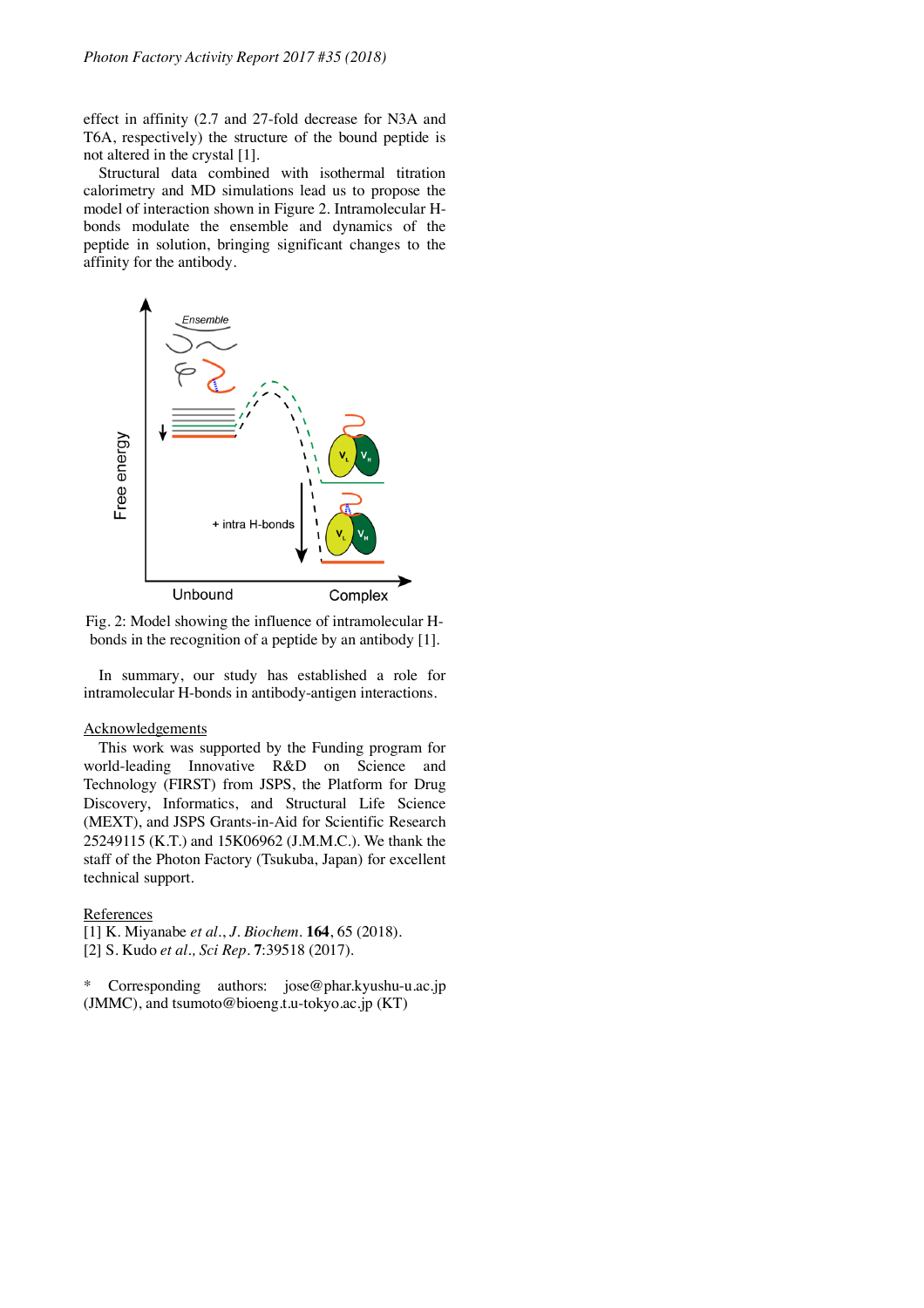effect in affinity (2.7 and 27-fold decrease for N3A and T6A, respectively) the structure of the bound peptide is not altered in the crystal [1].

Structural data combined with isothermal titration calorimetry and MD simulations lead us to propose the model of interaction shown in Figure 2. Intramolecular H-bonds modulate the ensemble and dynamics of the peptide in solution, bringing significant changes to the affinity for the antibody.

Ensemble

Free energy

+ intra H-bonds

Unbound

Complex

Fig. 2: Model showing the influence of intramolecular H-bonds in the recognition of a peptide by an antibody [1].

In summary, our study has established a role for intramolecular H-bonds in antibody-antigen interactions.

## Acknowledgements

This work was supported by the Funding program for world-leading Innovative R&D on Science and Technology (FIRST) from JSPS, the Platform for Drug Discovery, Informatics, and Structural Life Science (MEXT), and JSPS Grants-in-Aid for Scientific Research 25249115 (K.T.) and 15K06962 (J.M.M.C.). We thank the staff of the Photon Factory (Tsukuba, Japan) for excellent technical support.

## References

[1] K. Miyanabe *et al.*, *J. Biochem*. **164**, 65 (2018).
[2] S. Kudo *et al., Sci Rep*. **7**:39518 (2017).

\* Corresponding authors: jose@phar.kyushu-u.ac.jp (JMMC), and tsumoto@bioeng.t.u-tokyo.ac.jp (KT)